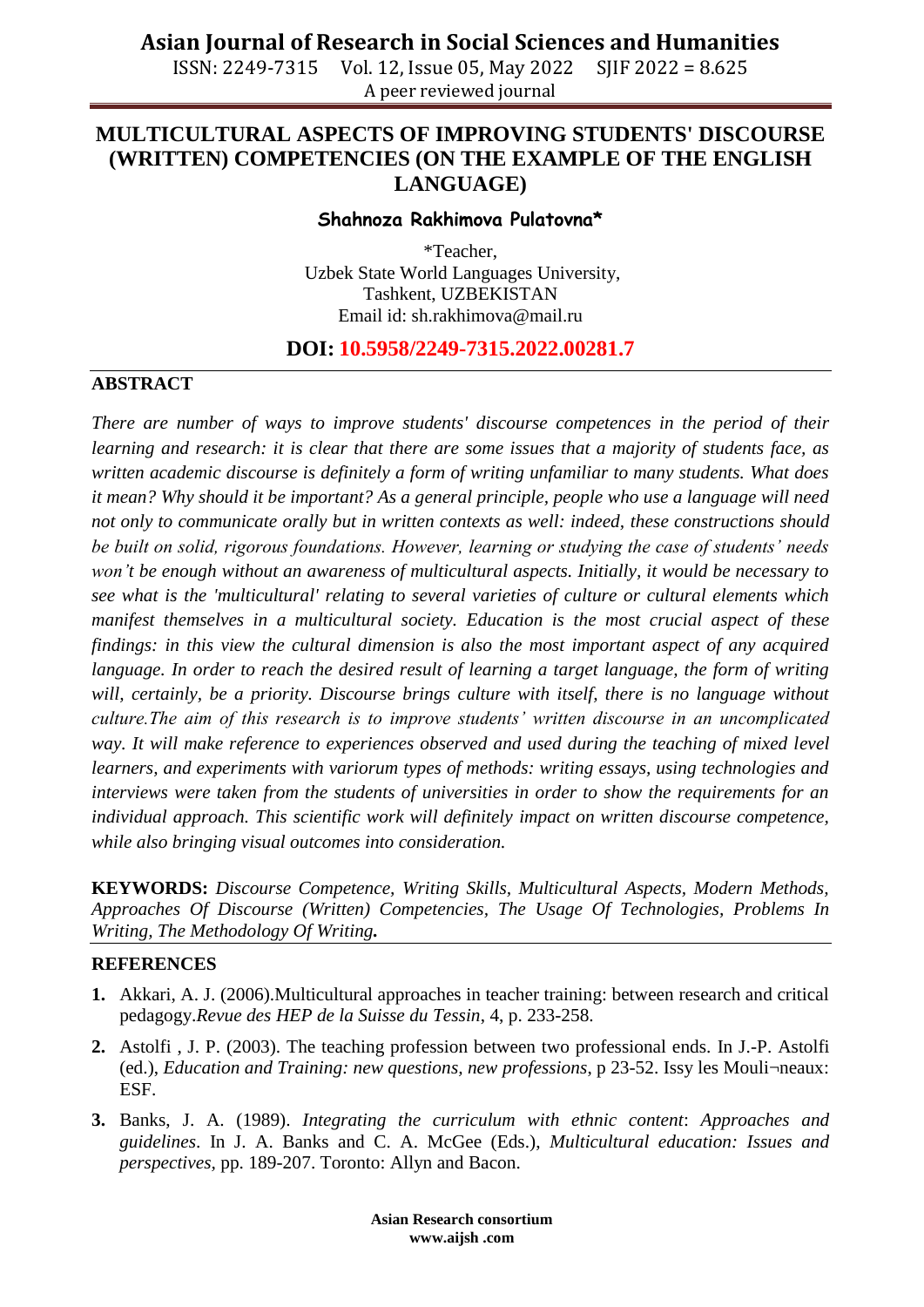# MULTICULTURAL ASPECTS OF IMPROVING STUDENTS' DISCOURSE (WRITTEN) COMPETENCIES (ON THE EXAMPLE OF THE ENGLISH LANGUAGE)

**Shahnoza Rakhimova Pulatovna***

*Teacher,
Uzbek State World Languages University,
Tashkent, UZBEKISTAN
Email id: sh.rakhimova@mail.ru

**DOI: 10.5958/2249-7315.2022.00281.7**

## ABSTRACT

*There are number of ways to improve students' discourse competences in the period of their learning and research: it is clear that there are some issues that a majority of students face, as written academic discourse is definitely a form of writing unfamiliar to many students. What does it mean? Why should it be important? As a general principle, people who use a language will need not only to communicate orally but in written contexts as well: indeed, these constructions should be built on solid, rigorous foundations. However, learning or studying the case of students' needs won't be enough without an awareness of multicultural aspects. Initially, it would be necessary to see what is the 'multicultural' relating to several varieties of culture or cultural elements which manifest themselves in a multicultural society. Education is the most crucial aspect of these findings: in this view the cultural dimension is also the most important aspect of any acquired language. In order to reach the desired result of learning a target language, the form of writing will, certainly, be a priority. Discourse brings culture with itself, there is no language without culture.The aim of this research is to improve students' written discourse in an uncomplicated way. It will make reference to experiences observed and used during the teaching of mixed level learners, and experiments with variorum types of methods: writing essays, using technologies and interviews were taken from the students of universities in order to show the requirements for an individual approach. This scientific work will definitely impact on written discourse competence, while also bringing visual outcomes into consideration.*

**KEYWORDS:** *Discourse Competence, Writing Skills, Multicultural Aspects, Modern Methods, Approaches Of Discourse (Written) Competencies, The Usage Of Technologies, Problems In Writing, The Methodology Of Writing.*

## REFERENCES

1. Akkari, A. J. (2006).Multicultural approaches in teacher training: between research and critical pedagogy.*Revue des HEP de la Suisse du Tessin*, 4, p. 233-258.
2. Astolfi , J. P. (2003). The teaching profession between two professional ends. In J.-P. Astolfi (ed.), *Education and Training: new questions, new professions*, p 23-52. Issy les Mouli¬neaux: ESF.
3. Banks, J. A. (1989). *Integrating the curriculum with ethnic content*: *Approaches and guidelines*. In J. A. Banks and C. A. McGee (Eds.), *Multicultural education: Issues and perspectives*, pp. 189-207. Toronto: Allyn and Bacon.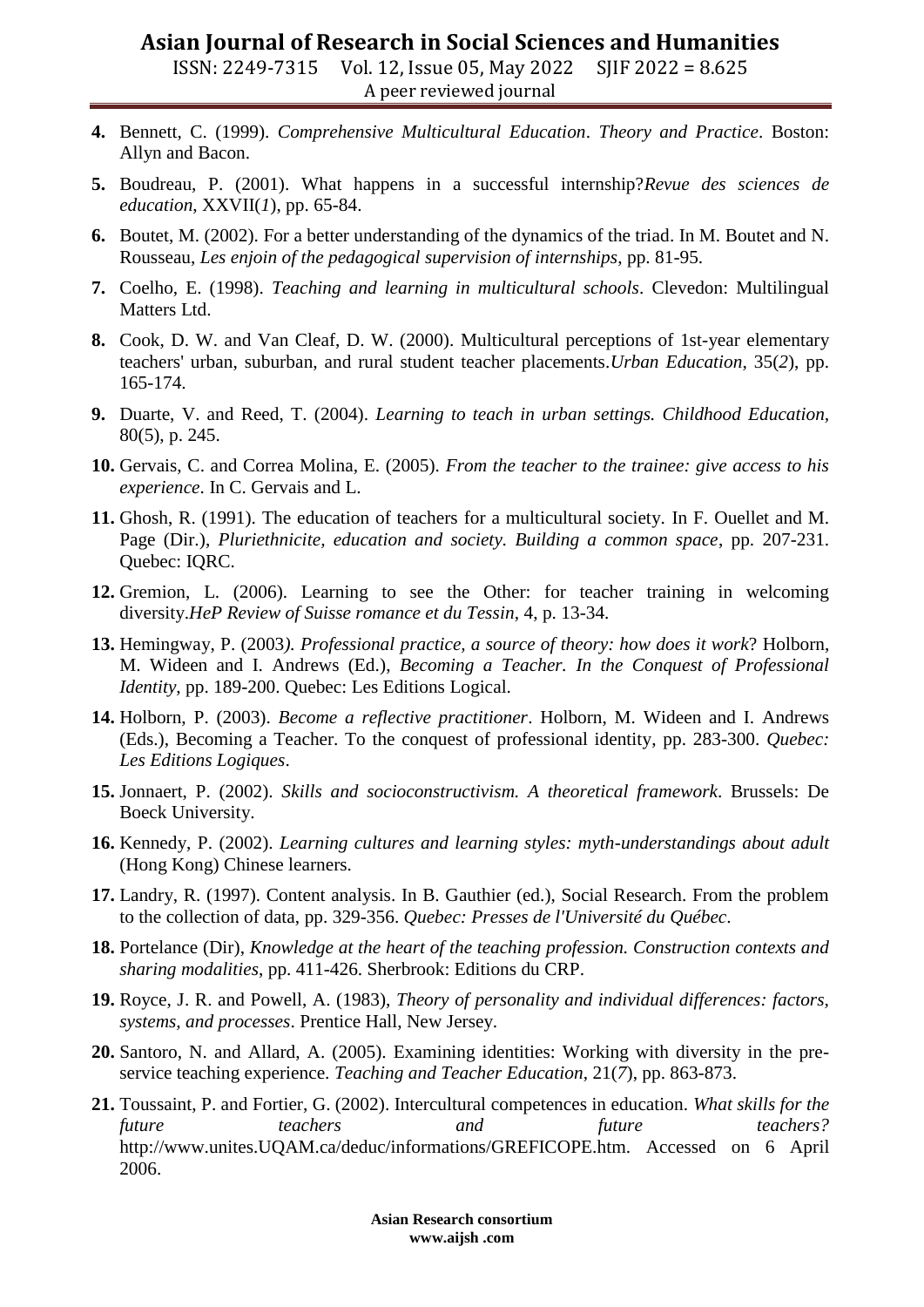4. Bennett, C. (1999). *Comprehensive Multicultural Education*. *Theory and Practice*. Boston: Allyn and Bacon.

5. Boudreau, P. (2001). What happens in a successful internship?*Revue des sciences de education*, XXVII(*1*), pp. 65-84.

6. Boutet, M. (2002). For a better understanding of the dynamics of the triad. In M. Boutet and N. Rousseau, *Les enjoin of the pedagogical supervision of internships*, pp. 81-95.

7. Coelho, E. (1998). *Teaching and learning in multicultural schools*. Clevedon: Multilingual Matters Ltd.

8. Cook, D. W. and Van Cleaf, D. W. (2000). Multicultural perceptions of 1st-year elementary teachers' urban, suburban, and rural student teacher placements.*Urban Education*, 35(*2*), pp. 165-174.

9. Duarte, V. and Reed, T. (2004). *Learning to teach in urban settings. Childhood Education*, 80(5), p. 245.

10. Gervais, C. and Correa Molina, E. (2005). *From the teacher to the trainee: give access to his experience*. In C. Gervais and L.

11. Ghosh, R. (1991). The education of teachers for a multicultural society. In F. Ouellet and M. Page (Dir.), *Pluriethnicite, education and society. Building a common space*, pp. 207-231. Quebec: IQRC.

12. Gremion, L. (2006). Learning to see the Other: for teacher training in welcoming diversity.*HeP Review of Suisse romance et du Tessin*, 4, p. 13-34.

13. Hemingway, P. (2003*). Professional practice, a source of theory: how does it work*? Holborn, M. Wideen and I. Andrews (Ed.), *Becoming a Teacher. In the Conquest of Professional Identity*, pp. 189-200. Quebec: Les Editions Logical.

14. Holborn, P. (2003). *Become a reflective practitioner*. Holborn, M. Wideen and I. Andrews (Eds.), Becoming a Teacher. To the conquest of professional identity, pp. 283-300. *Quebec: Les Editions Logiques*.

15. Jonnaert, P. (2002). *Skills and socioconstructivism. A theoretical framework*. Brussels: De Boeck University.

16. Kennedy, P. (2002). *Learning cultures and learning styles: myth-understandings about adult* (Hong Kong) Chinese learners.

17. Landry, R. (1997). Content analysis. In B. Gauthier (ed.), Social Research. From the problem to the collection of data, pp. 329-356. *Quebec: Presses de l'Université du Québec*.

18. Portelance (Dir), *Knowledge at the heart of the teaching profession. Construction contexts and sharing modalities*, pp. 411-426. Sherbrook: Editions du CRP.

19. Royce, J. R. and Powell, A. (1983), *Theory of personality and individual differences: factors, systems, and processes*. Prentice Hall, New Jersey.

20. Santoro, N. and Allard, A. (2005). Examining identities: Working with diversity in the pre-service teaching experience. *Teaching and Teacher Education*, 21(*7*), pp. 863-873.

21. Toussaint, P. and Fortier, G. (2002). Intercultural competences in education. *What skills for the future teachers and future teachers?* http://www.unites.UQAM.ca/deduc/informations/GREFICOPE.htm. Accessed on 6 April 2006.